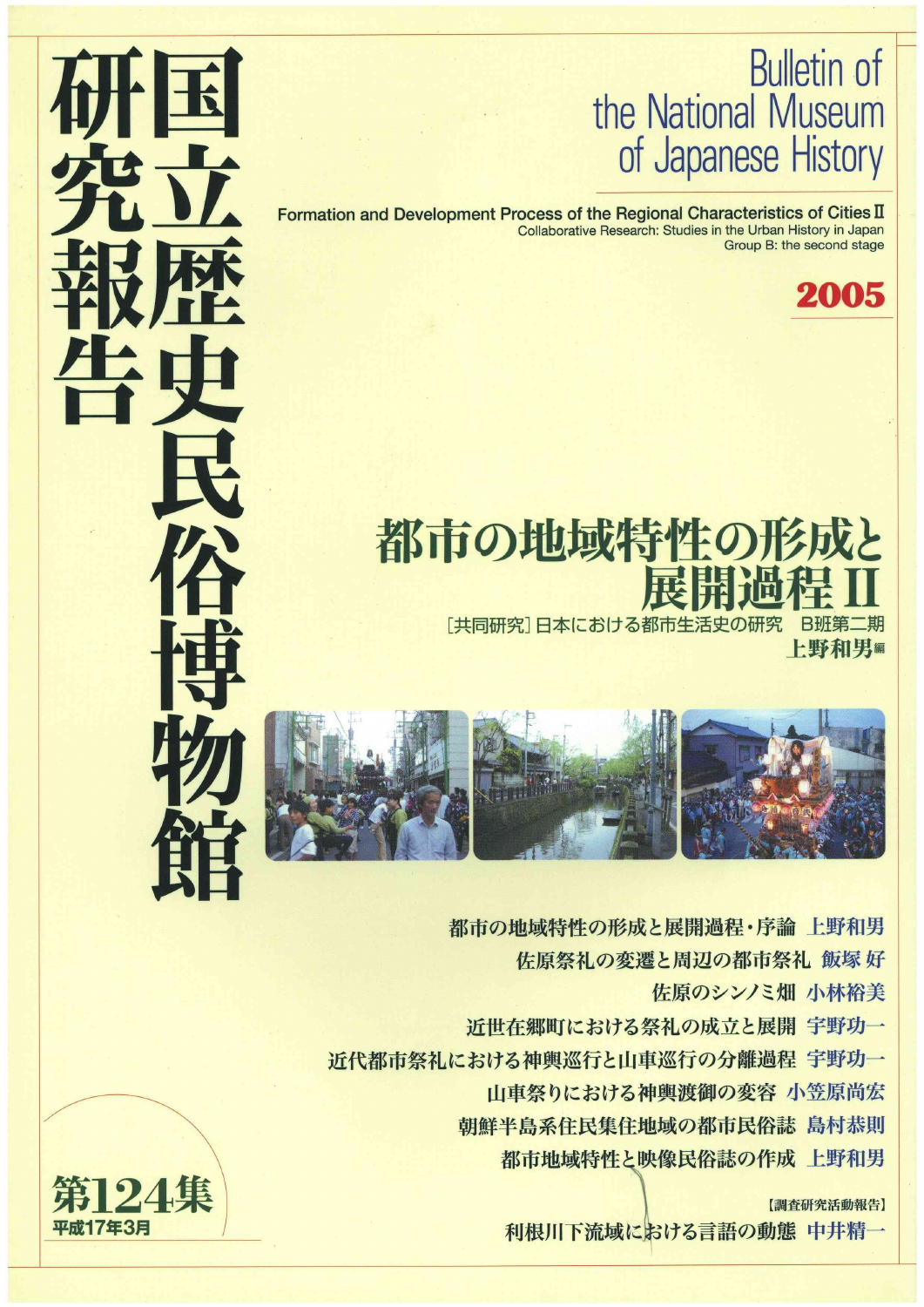# 国立歴史民俗博物館研究報告

Bulletin of the National Museum of Japanese History

Formation and Development Process of the Regional Characteristics of Cities II
Collaborative Research: Studies in the Urban History in Japan
Group B: the second stage

**2005**

## 都市の地域特性の形成と展開過程 II

［共同研究］日本における都市生活史の研究　B班第二期
上野和男 編

- 都市の地域特性の形成と展開過程・序論　上野和男
- 佐原祭礼の変遷と周辺の都市祭礼　飯塚 好
- 佐原のシンノミ畑　小林裕美
- 近世在郷町における祭礼の成立と展開　宇野功一
- 近代都市祭礼における神輿巡行と山車巡行の分離過程　宇野功一
- 山車祭りにおける神輿渡御の変容　小笠原尚宏
- 朝鮮半島系住民集住地域の都市民俗誌　島村恭則
- 都市地域特性と映像民俗誌の作成　上野和男

［調査研究活動報告］
- 利根川下流域における言語の動態　中井精一

**第124集**
平成17年3月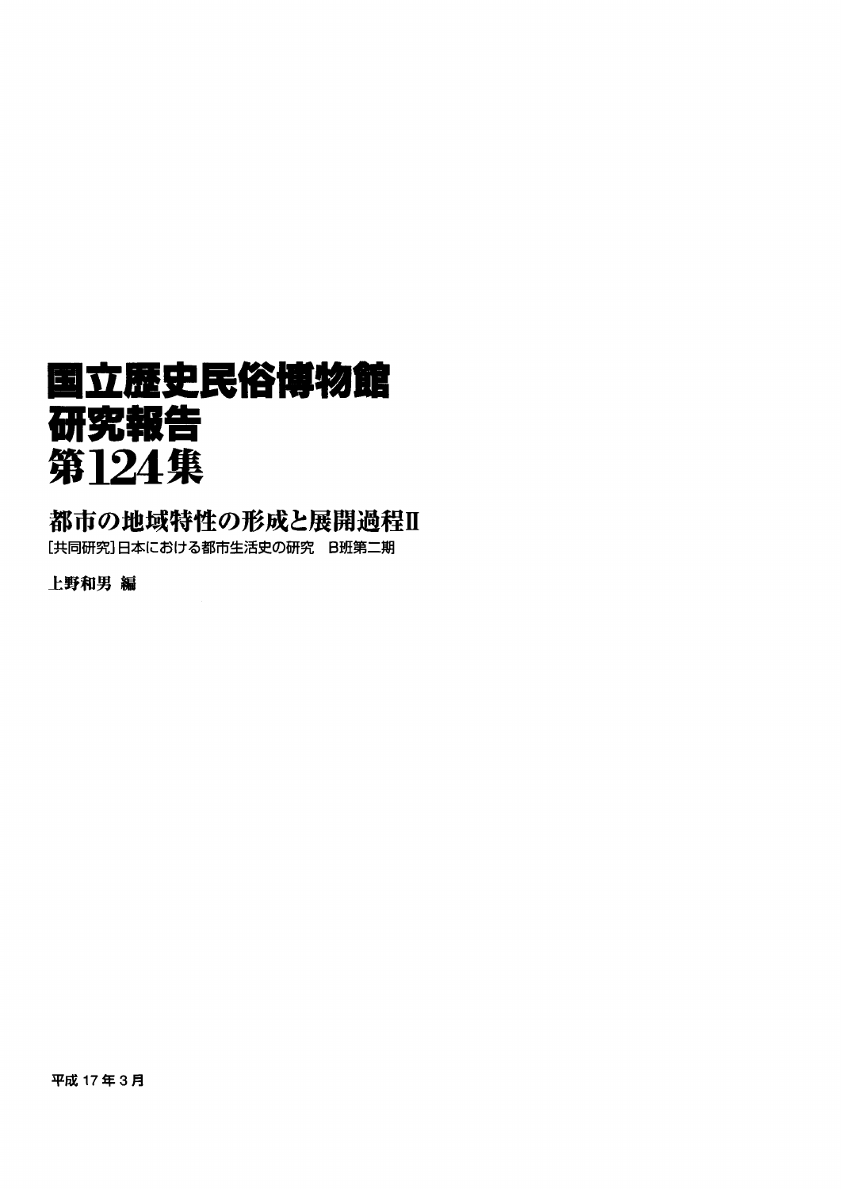# 国立歴史民俗博物館
# 研究報告
# 第124集

## 都市の地域特性の形成と展開過程II

[共同研究] 日本における都市生活史の研究　B班第二期

上野和男 編

平成 17 年 3 月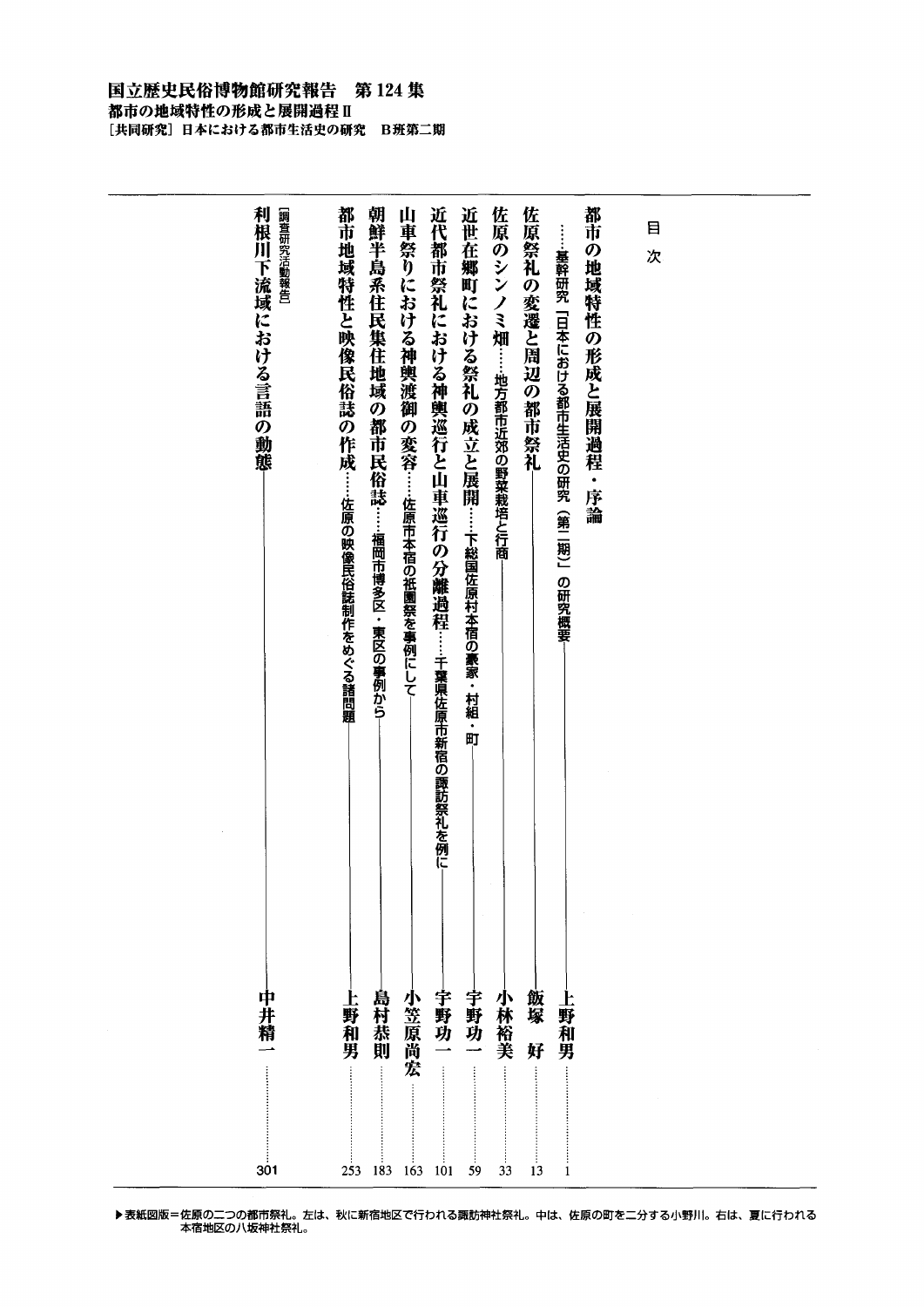**国立歴史民俗博物館研究報告　第124集**

**都市の地域特性の形成と展開過程Ⅱ**

**［共同研究］日本における都市生活史の研究　B班第二期**

# 目次

| タイトル | 著者 | 頁 |
|---|---|---|
| 都市の地域特性の形成と展開過程・序論……基幹研究「日本における都市生活史の研究（第二期）」の研究概要 | 上野和男 | 1 |
| 佐原祭礼の変遷と周辺の都市祭礼 | 飯塚好 | 13 |
| 佐原のシンノミ畑……地方都市近郊の野菜栽培と行商 | 小林裕美 | 33 |
| 近世在郷町における祭礼の成立と展開……下総国佐原村本宿の豪家・村組・町 | 宇野功一 | 59 |
| 近代都市祭礼における神輿巡行と山車巡行の分離過程……千葉県佐原市新宿の諏訪祭礼を例に | 宇野功一 | 101 |
| 山車祭りにおける神輿渡御の変容……佐原市本宿の祇園祭を事例にして | 小笠原尚宏 | 163 |
| 朝鮮半島系住民集住地域の都市民俗誌……福岡市博多区・東区の事例から | 島村恭則 | 183 |
| 都市地域特性と映像民俗誌の作成……佐原の映像民俗誌制作をめぐる諸問題 | 上野和男 | 253 |
| ［調査研究活動報告］利根川下流域における言語の動態 | 中井精一 | 301 |

▶表紙図版＝佐原の二つの都市祭礼。左は、秋に新宿地区で行われる諏訪神社祭礼。中は、佐原の町を二分する小野川。右は、夏に行われる本宿地区の八坂神社祭礼。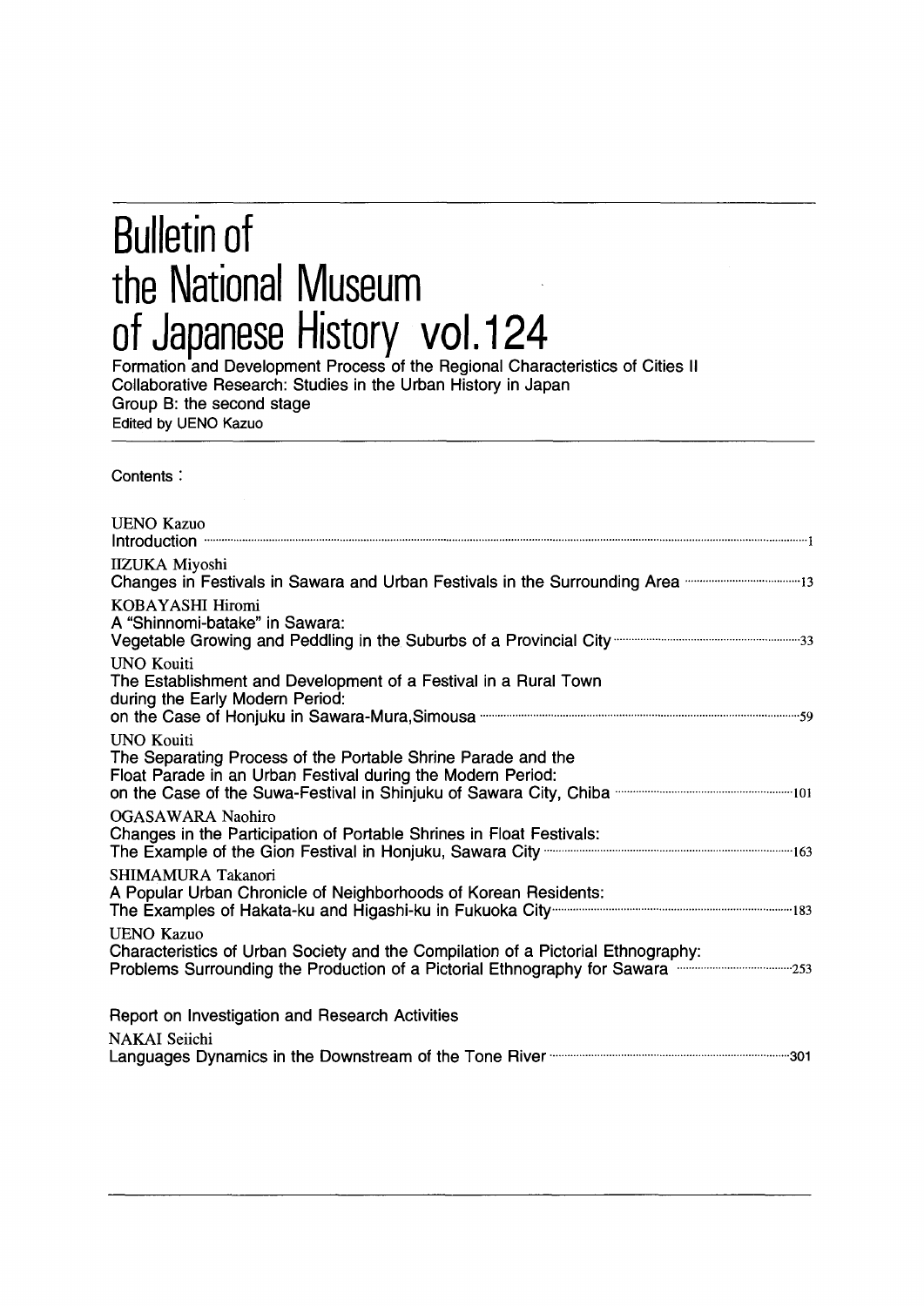# Bulletin of the National Museum of Japanese History vol.124

Formation and Development Process of the Regional Characteristics of Cities II
Collaborative Research: Studies in the Urban History in Japan
Group B: the second stage
Edited by UENO Kazuo

Contents :

UENO Kazuo
Introduction ..... 1

IIZUKA Miyoshi
Changes in Festivals in Sawara and Urban Festivals in the Surrounding Area ..... 13

KOBAYASHI Hiromi
A "Shinnomi-batake" in Sawara:
Vegetable Growing and Peddling in the Suburbs of a Provincial City ..... 33

UNO Kouiti
The Establishment and Development of a Festival in a Rural Town during the Early Modern Period:
on the Case of Honjuku in Sawara-Mura, Simousa ..... 59

UNO Kouiti
The Separating Process of the Portable Shrine Parade and the Float Parade in an Urban Festival during the Modern Period:
on the Case of the Suwa-Festival in Shinjuku of Sawara City, Chiba ..... 101

OGASAWARA Naohiro
Changes in the Participation of Portable Shrines in Float Festivals:
The Example of the Gion Festival in Honjuku, Sawara City ..... 163

SHIMAMURA Takanori
A Popular Urban Chronicle of Neighborhoods of Korean Residents:
The Examples of Hakata-ku and Higashi-ku in Fukuoka City ..... 183

UENO Kazuo
Characteristics of Urban Society and the Compilation of a Pictorial Ethnography:
Problems Surrounding the Production of a Pictorial Ethnography for Sawara ..... 253

Report on Investigation and Research Activities

NAKAI Seiichi
Languages Dynamics in the Downstream of the Tone River ..... 301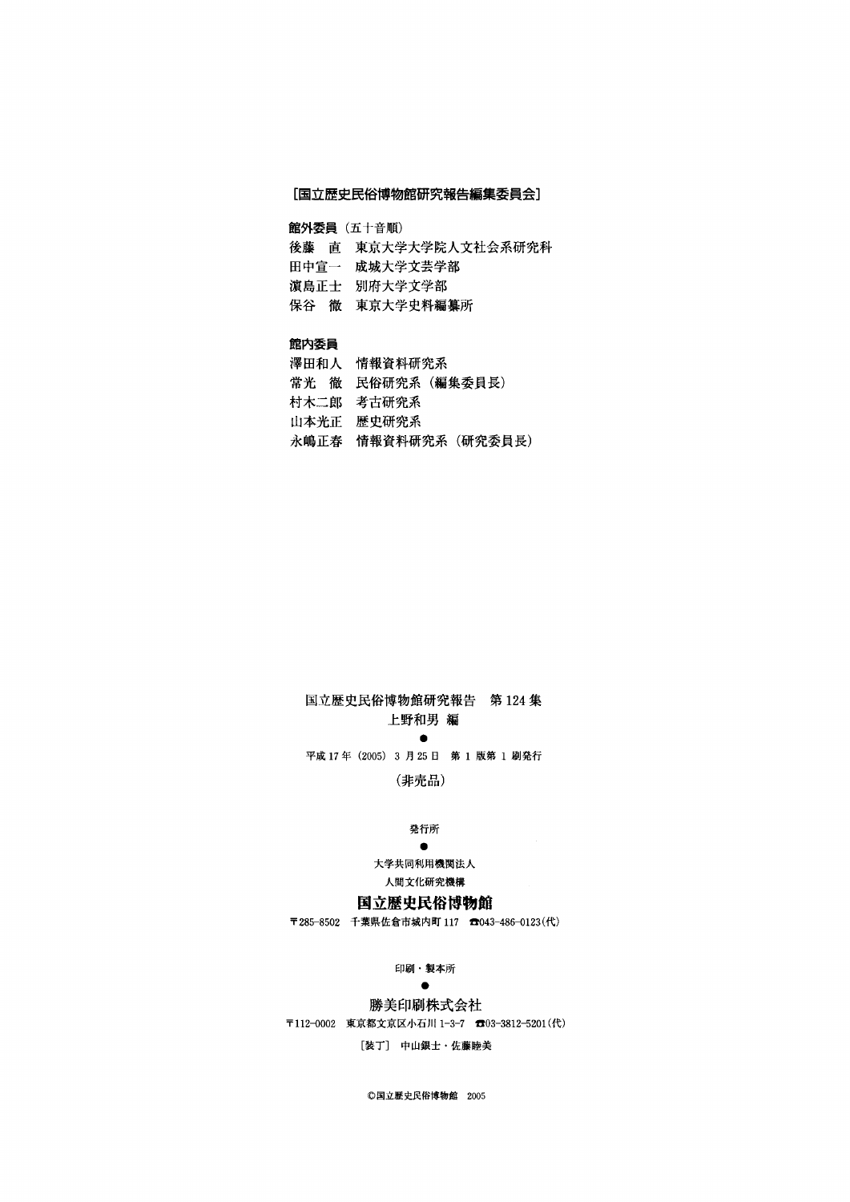**[国立歴史民俗博物館研究報告編集委員会]**

**館外委員**（五十音順）

後藤　直　東京大学大学院人文社会系研究科
田中宣一　成城大学文芸学部
濱島正士　別府大学文学部
保谷　徹　東京大学史料編纂所

**館内委員**

澤田和人　情報資料研究系
常光　徹　民俗研究系（編集委員長）
村木二郎　考古研究系
山本光正　歴史研究系
永嶋正春　情報資料研究系（研究委員長）

国立歴史民俗博物館研究報告　第124集
上野和男 編

●

平成17年（2005）3月25日　第1版第1刷発行

（非売品）

発行所

●

大学共同利用機関法人
人間文化研究機構

**国立歴史民俗博物館**

〒285-8502　千葉県佐倉市城内町117　☎043-486-0123(代)

印刷・製本所

●

**勝美印刷株式会社**

〒112-0002　東京都文京区小石川1-3-7　☎03-3812-5201(代)

［装丁］　中山銀士・佐藤睦美

©国立歴史民俗博物館　2005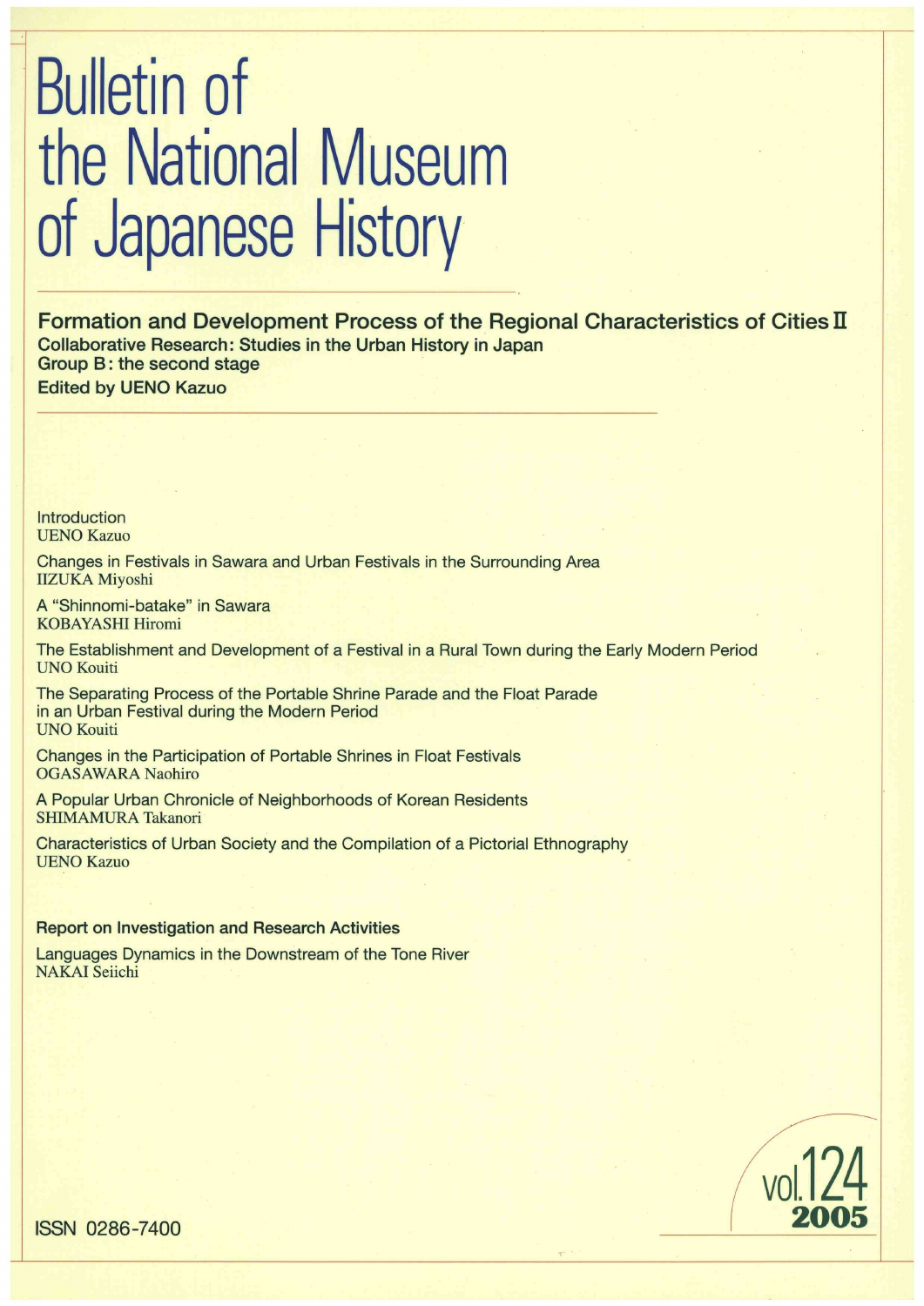# Bulletin of the National Museum of Japanese History

## Formation and Development Process of the Regional Characteristics of Cities II

**Collaborative Research: Studies in the Urban History in Japan**
**Group B: the second stage**
**Edited by UENO Kazuo**

Introduction
UENO Kazuo

Changes in Festivals in Sawara and Urban Festivals in the Surrounding Area
IIZUKA Miyoshi

A "Shinnomi-batake" in Sawara
KOBAYASHI Hiromi

The Establishment and Development of a Festival in a Rural Town during the Early Modern Period
UNO Kouiti

The Separating Process of the Portable Shrine Parade and the Float Parade in an Urban Festival during the Modern Period
UNO Kouiti

Changes in the Participation of Portable Shrines in Float Festivals
OGASAWARA Naohiro

A Popular Urban Chronicle of Neighborhoods of Korean Residents
SHIMAMURA Takanori

Characteristics of Urban Society and the Compilation of a Pictorial Ethnography
UENO Kazuo

**Report on Investigation and Research Activities**

Languages Dynamics in the Downstream of the Tone River
NAKAI Seiichi

ISSN 0286-7400

vol.124
**2005**